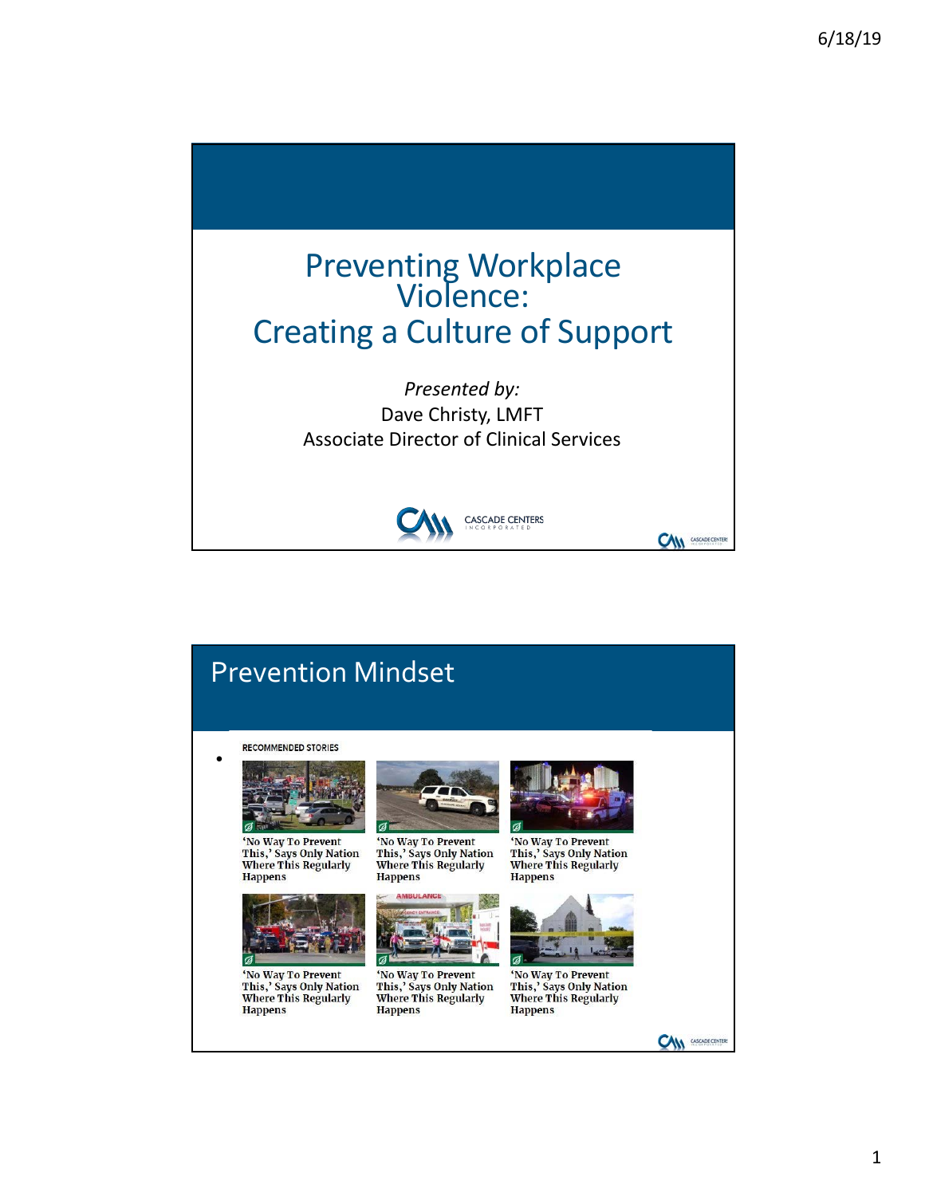# Preventing Workplace Violence: Creating a Culture of Support

*Presented by:*
Dave Christy, LMFT
Associate Director of Clinical Services

CASCADE CENTERS INCORPORATED

## Prevention Mindset

RECOMMENDED STORIES

- 'No Way To Prevent This,' Says Only Nation Where This Regularly Happens
- 'No Way To Prevent This,' Says Only Nation Where This Regularly Happens
- 'No Way To Prevent This,' Says Only Nation Where This Regularly Happens
- 'No Way To Prevent This,' Says Only Nation Where This Regularly Happens
- 'No Way To Prevent This,' Says Only Nation Where This Regularly Happens
- 'No Way To Prevent This,' Says Only Nation Where This Regularly Happens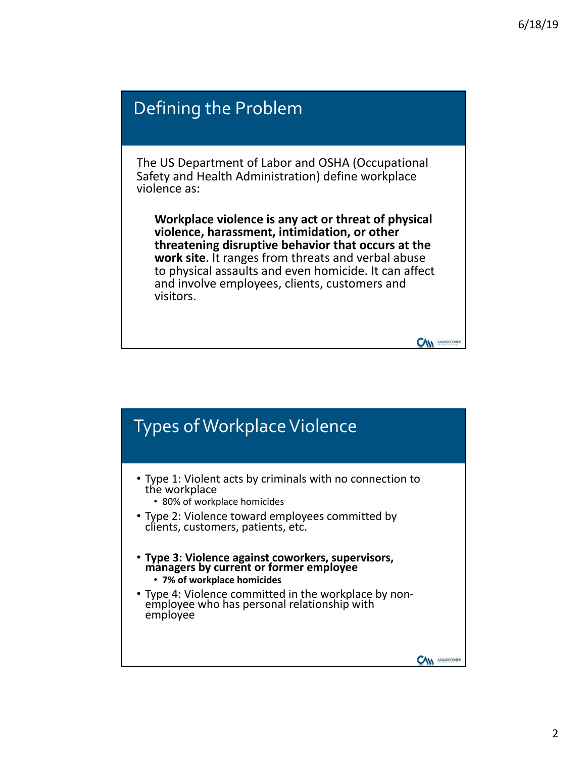## Defining the Problem

The US Department of Labor and OSHA (Occupational Safety and Health Administration) define workplace violence as:

> **Workplace violence is any act or threat of physical violence, harassment, intimidation, or other threatening disruptive behavior that occurs at the work site**. It ranges from threats and verbal abuse to physical assaults and even homicide. It can affect and involve employees, clients, customers and visitors.

## Types of Workplace Violence

- Type 1: Violent acts by criminals with no connection to the workplace
  - 80% of workplace homicides
- Type 2: Violence toward employees committed by clients, customers, patients, etc.
- **Type 3: Violence against coworkers, supervisors, managers by current or former employee**
  - **7% of workplace homicides**
- Type 4: Violence committed in the workplace by non-employee who has personal relationship with employee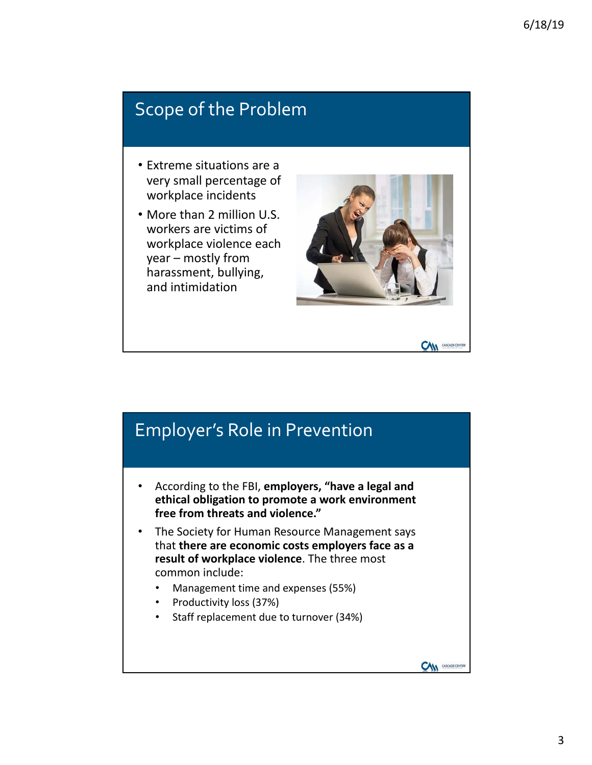## Scope of the Problem

- Extreme situations are a very small percentage of workplace incidents
- More than 2 million U.S. workers are victims of workplace violence each year – mostly from harassment, bullying, and intimidation

## Employer's Role in Prevention

- According to the FBI, **employers, "have a legal and ethical obligation to promote a work environment free from threats and violence."**
- The Society for Human Resource Management says that **there are economic costs employers face as a result of workplace violence**. The three most common include:
  - Management time and expenses (55%)
  - Productivity loss (37%)
  - Staff replacement due to turnover (34%)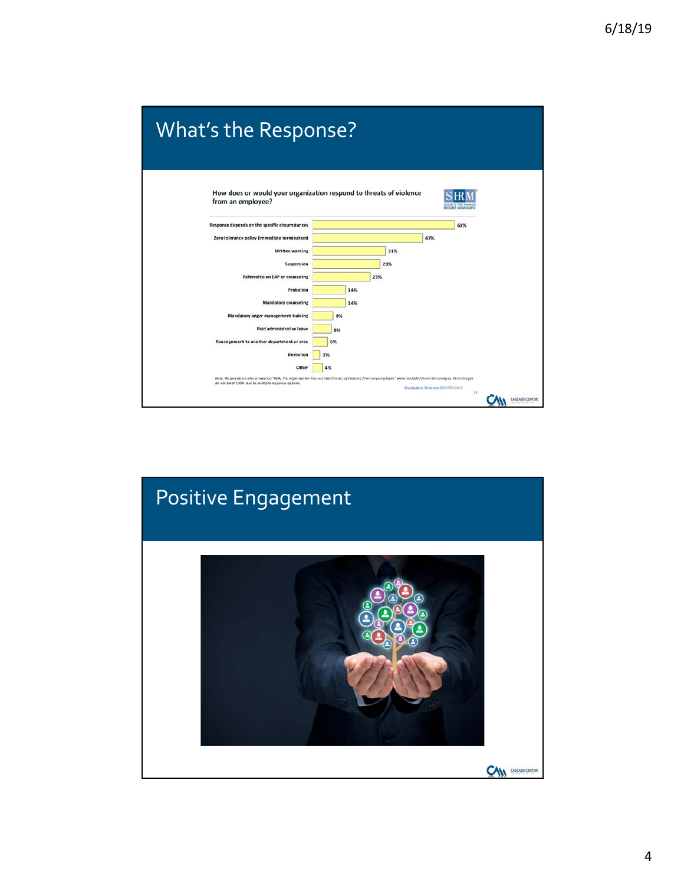## What's the Response?

How does or would your organization respond to threats of violence from an employee?

| Response | Percentage |
| --- | --- |
| Response depends on the specific circumstances | 61% |
| Zero tolerance policy (immediate termination) | 47% |
| Written warning | 31% |
| Suspension | 29% |
| Referral to an EAP or counseling | 25% |
| Probation | 14% |
| Mandatory counseling | 14% |
| Mandatory anger management training | 9% |
| Paid administrative leave | 8% |
| Reassignment to another department or area | 6% |
| Demotion | 3% |
| Other | 4% |

*Note: Respondents who answered "N/A, the organization has not had threats of violence from any employee" were excluded from this analysis. Percentages do not total 100% due to multiple response options.*

Workplace Violence ©SHRM 2012

## Positive Engagement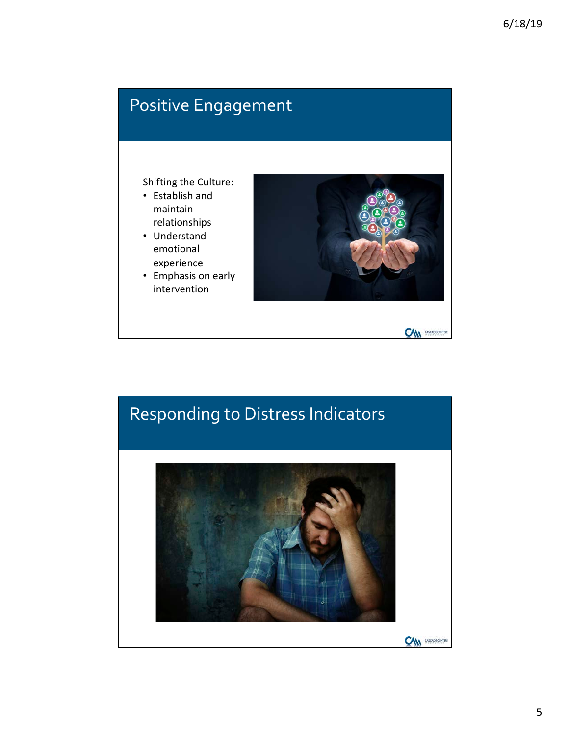## Positive Engagement

Shifting the Culture:

- Establish and maintain relationships
- Understand emotional experience
- Emphasis on early intervention

## Responding to Distress Indicators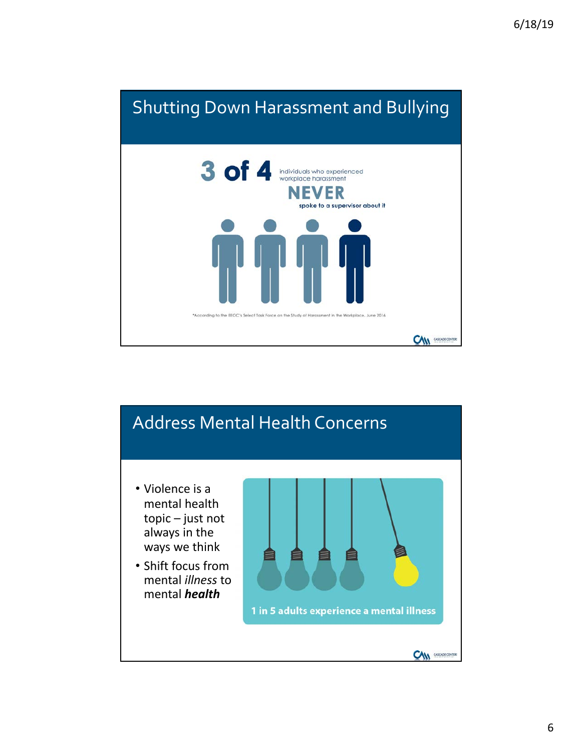## Shutting Down Harassment and Bullying

**3 of 4** individuals who experienced workplace harassment **NEVER** spoke to a supervisor about it

*According to the EEOC's Select Task Force on the Study of Harassment in the Workplace, June 2016

## Address Mental Health Concerns

- Violence is a mental health topic – just not always in the ways we think
- Shift focus from mental *illness* to mental ***health***

**1 in 5 adults experience a mental illness**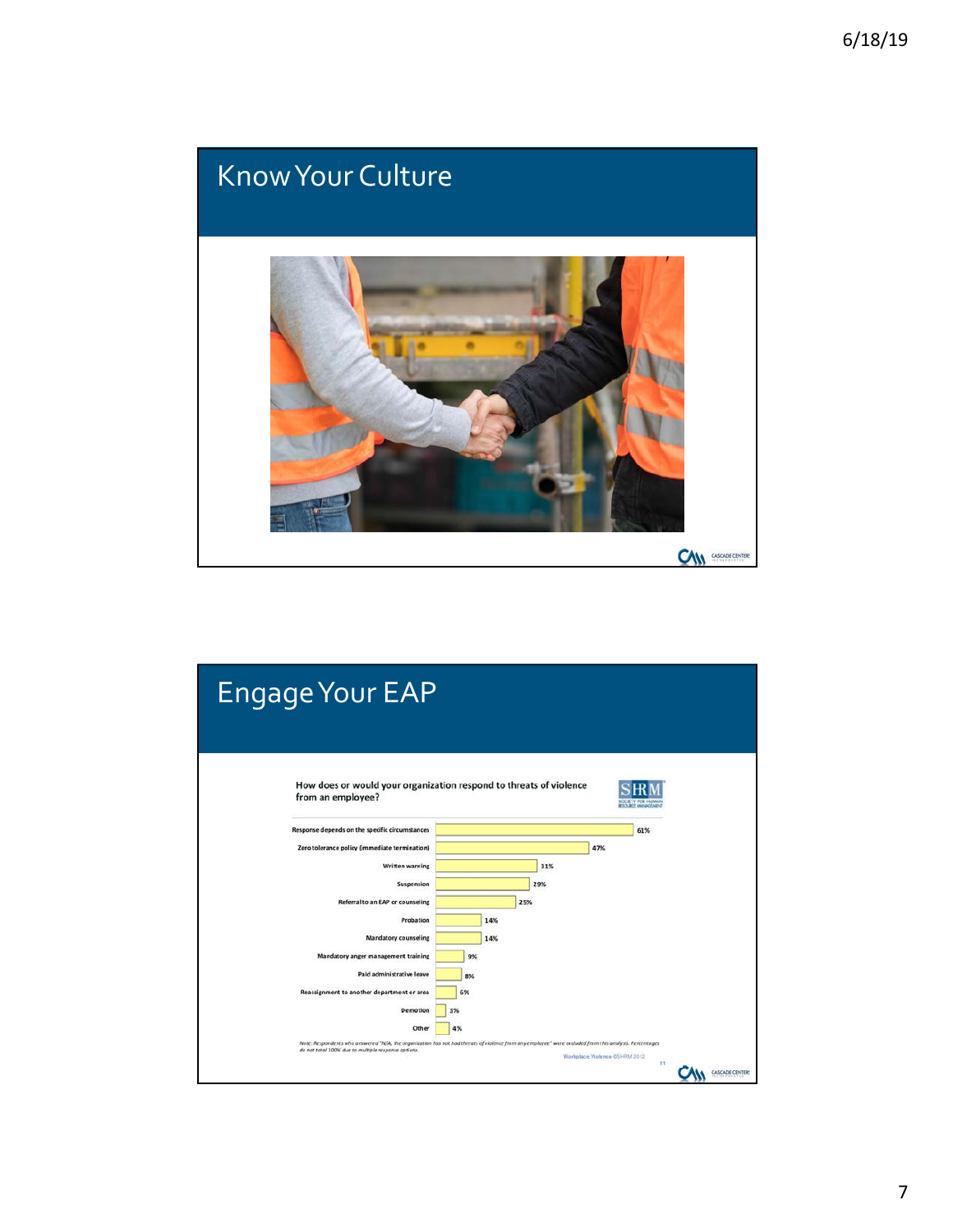# Know Your Culture

# Engage Your EAP

**How does or would your organization respond to threats of violence from an employee?**

| Response | % |
|---|---|
| Response depends on the specific circumstances | 61% |
| Zero tolerance policy (immediate termination) | 47% |
| Written warning | 31% |
| Suspension | 29% |
| Referral to an EAP or counseling | 25% |
| Probation | 14% |
| Mandatory counseling | 14% |
| Mandatory anger management training | 9% |
| Paid administrative leave | 8% |
| Reassignment to another department or area | 6% |
| Demotion | 3% |
| Other | 4% |

*Note: Respondents who answered "N/A, the organization has not had threats of violence from any employee" were excluded from this analysis. Percentages do not total 100% due to multiple response options.*

Workplace Violence ©SHRM 2012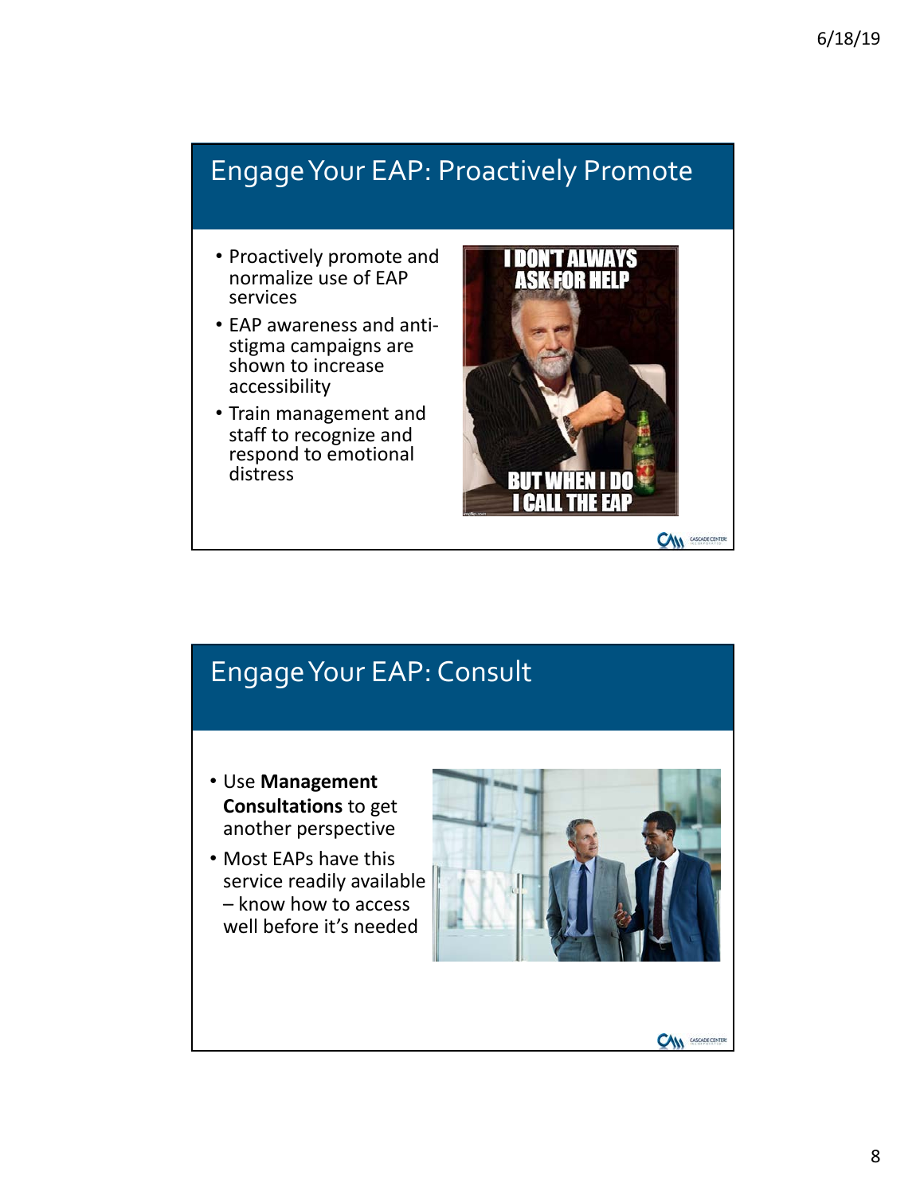## Engage Your EAP: Proactively Promote

- Proactively promote and normalize use of EAP services
- EAP awareness and anti-stigma campaigns are shown to increase accessibility
- Train management and staff to recognize and respond to emotional distress

## Engage Your EAP: Consult

- Use **Management Consultations** to get another perspective
- Most EAPs have this service readily available – know how to access well before it's needed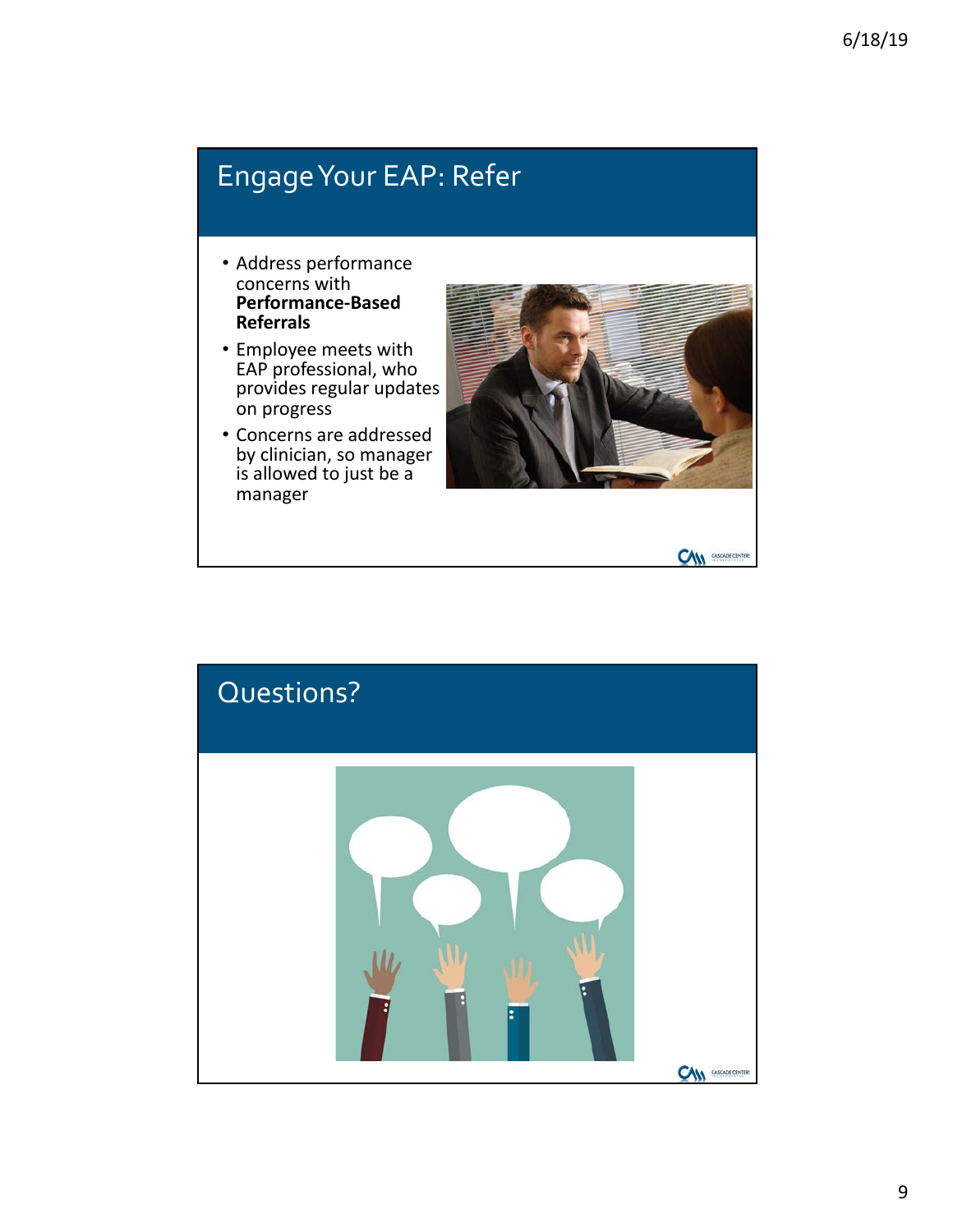## Engage Your EAP: Refer

- Address performance concerns with **Performance-Based Referrals**
- Employee meets with EAP professional, who provides regular updates on progress
- Concerns are addressed by clinician, so manager is allowed to just be a manager

## Questions?